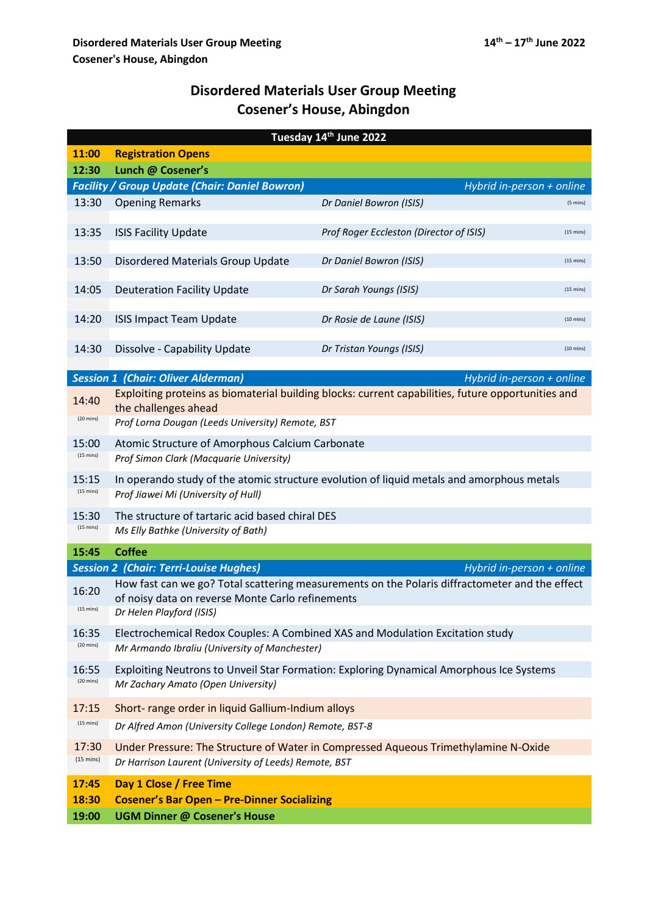# Disordered Materials User Group Meeting
## Cosener's House, Abingdon

| Tuesday 14th June 2022 | | | |
|---|---|---|---|
| **11:00** | **Registration Opens** | | |
| **12:30** | **Lunch @ Cosener's** | | |
| ***Facility / Group Update (Chair: Daniel Bowron)*** | | | *Hybrid in-person + online* |
| 13:30 | Opening Remarks | *Dr Daniel Bowron (ISIS)* | (5 mins) |
| 13:35 | ISIS Facility Update | *Prof Roger Eccleston (Director of ISIS)* | (15 mins) |
| 13:50 | Disordered Materials Group Update | *Dr Daniel Bowron (ISIS)* | (15 mins) |
| 14:05 | Deuteration Facility Update | *Dr Sarah Youngs (ISIS)* | (15 mins) |
| 14:20 | ISIS Impact Team Update | *Dr Rosie de Laune (ISIS)* | (10 mins) |
| 14:30 | Dissolve - Capability Update | *Dr Tristan Youngs (ISIS)* | (10 mins) |
| ***Session 1 (Chair: Oliver Alderman)*** | | | *Hybrid in-person + online* |
| 14:40 (20 mins) | Exploiting proteins as biomaterial building blocks: current capabilities, future opportunities and the challenges ahead<br>*Prof Lorna Dougan (Leeds University) Remote, BST* | | |
| 15:00 (15 mins) | Atomic Structure of Amorphous Calcium Carbonate<br>*Prof Simon Clark (Macquarie University)* | | |
| 15:15 (15 mins) | In operando study of the atomic structure evolution of liquid metals and amorphous metals<br>*Prof Jiawei Mi (University of Hull)* | | |
| 15:30 (15 mins) | The structure of tartaric acid based chiral DES<br>*Ms Elly Bathke (University of Bath)* | | |
| **15:45** | **Coffee** | | |
| ***Session 2 (Chair: Terri-Louise Hughes)*** | | | *Hybrid in-person + online* |
| 16:20 (15 mins) | How fast can we go? Total scattering measurements on the Polaris diffractometer and the effect of noisy data on reverse Monte Carlo refinements<br>*Dr Helen Playford (ISIS)* | | |
| 16:35 (20 mins) | Electrochemical Redox Couples: A Combined XAS and Modulation Excitation study<br>*Mr Armando Ibraliu (University of Manchester)* | | |
| 16:55 (20 mins) | Exploiting Neutrons to Unveil Star Formation: Exploring Dynamical Amorphous Ice Systems<br>*Mr Zachary Amato (Open University)* | | |
| 17:15 (15 mins) | Short- range order in liquid Gallium-Indium alloys<br>*Dr Alfred Amon (University College London) Remote, BST-8* | | |
| 17:30 (15 mins) | Under Pressure: The Structure of Water in Compressed Aqueous Trimethylamine N-Oxide<br>*Dr Harrison Laurent (University of Leeds) Remote, BST* | | |
| **17:45** | **Day 1 Close / Free Time** | | |
| **18:30** | **Cosener's Bar Open – Pre-Dinner Socializing** | | |
| **19:00** | **UGM Dinner @ Cosener's House** | | |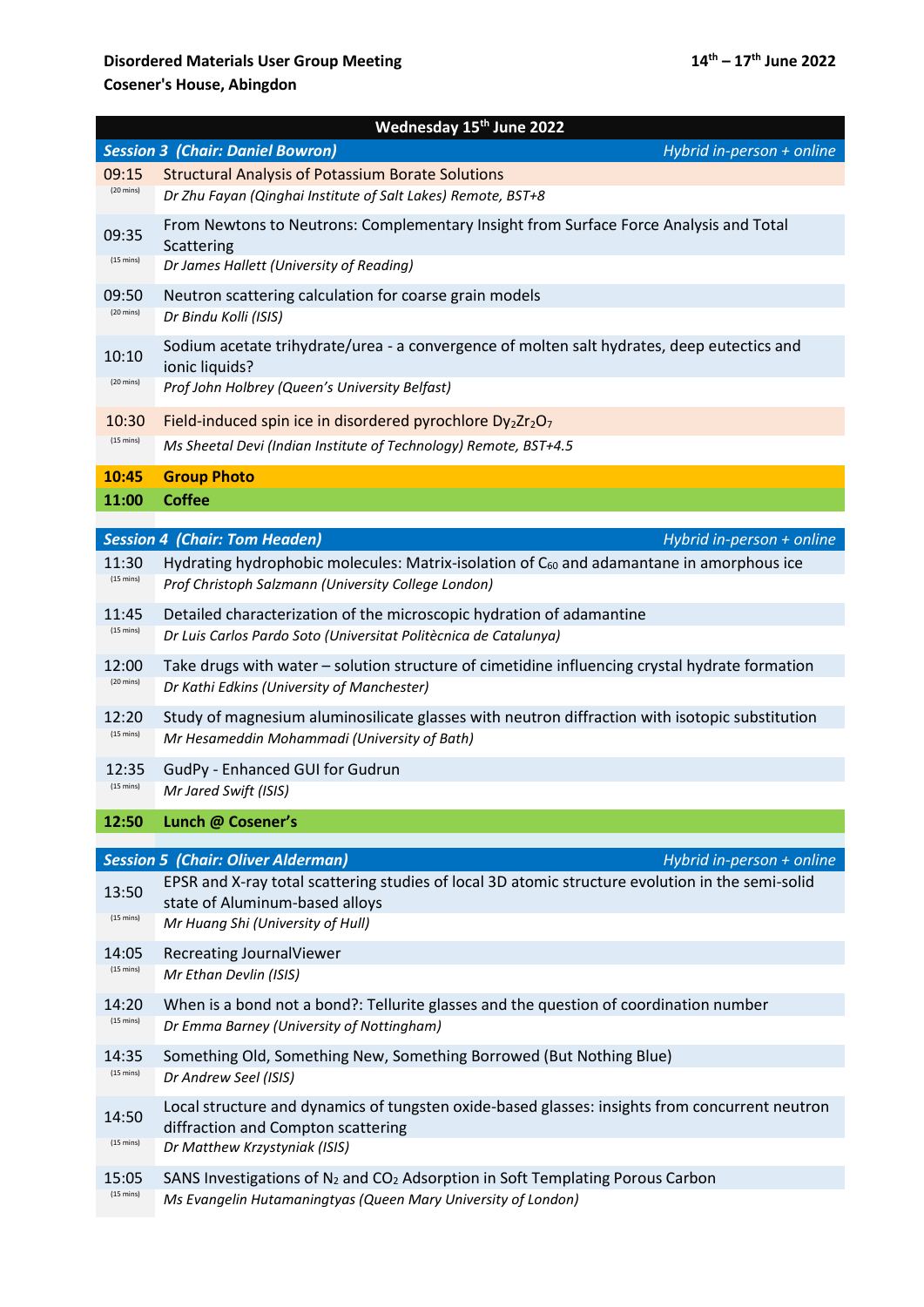**Disordered Materials User Group Meeting**
**Cosener's House, Abingdon**

**14th – 17th June 2022**

## Wednesday 15th June 2022

| Time | Session 3 (Chair: Daniel Bowron) — *Hybrid in-person + online* |
| --- | --- |
| 09:15 (20 mins) | Structural Analysis of Potassium Borate Solutions<br>*Dr Zhu Fayan (Qinghai Institute of Salt Lakes) Remote, BST+8* |
| 09:35 (15 mins) | From Newtons to Neutrons: Complementary Insight from Surface Force Analysis and Total Scattering<br>*Dr James Hallett (University of Reading)* |
| 09:50 (20 mins) | Neutron scattering calculation for coarse grain models<br>*Dr Bindu Kolli (ISIS)* |
| 10:10 (20 mins) | Sodium acetate trihydrate/urea - a convergence of molten salt hydrates, deep eutectics and ionic liquids?<br>*Prof John Holbrey (Queen's University Belfast)* |
| 10:30 (15 mins) | Field-induced spin ice in disordered pyrochlore $Dy_2Zr_2O_7$<br>*Ms Sheetal Devi (Indian Institute of Technology) Remote, BST+4.5* |
| **10:45** | **Group Photo** |
| **11:00** | **Coffee** |

| Time | Session 4 (Chair: Tom Headen) — *Hybrid in-person + online* |
| --- | --- |
| 11:30 (15 mins) | Hydrating hydrophobic molecules: Matrix-isolation of $C_{60}$ and adamantane in amorphous ice<br>*Prof Christoph Salzmann (University College London)* |
| 11:45 (15 mins) | Detailed characterization of the microscopic hydration of adamantine<br>*Dr Luis Carlos Pardo Soto (Universitat Politècnica de Catalunya)* |
| 12:00 (20 mins) | Take drugs with water – solution structure of cimetidine influencing crystal hydrate formation<br>*Dr Kathi Edkins (University of Manchester)* |
| 12:20 (15 mins) | Study of magnesium aluminosilicate glasses with neutron diffraction with isotopic substitution<br>*Mr Hesameddin Mohammadi (University of Bath)* |
| 12:35 (15 mins) | GudPy - Enhanced GUI for Gudrun<br>*Mr Jared Swift (ISIS)* |
| **12:50** | **Lunch @ Cosener's** |

| Time | Session 5 (Chair: Oliver Alderman) — *Hybrid in-person + online* |
| --- | --- |
| 13:50 (15 mins) | EPSR and X-ray total scattering studies of local 3D atomic structure evolution in the semi-solid state of Aluminum-based alloys<br>*Mr Huang Shi (University of Hull)* |
| 14:05 (15 mins) | Recreating JournalViewer<br>*Mr Ethan Devlin (ISIS)* |
| 14:20 (15 mins) | When is a bond not a bond?: Tellurite glasses and the question of coordination number<br>*Dr Emma Barney (University of Nottingham)* |
| 14:35 (15 mins) | Something Old, Something New, Something Borrowed (But Nothing Blue)<br>*Dr Andrew Seel (ISIS)* |
| 14:50 (15 mins) | Local structure and dynamics of tungsten oxide-based glasses: insights from concurrent neutron diffraction and Compton scattering<br>*Dr Matthew Krzystyniak (ISIS)* |
| 15:05 (15 mins) | SANS Investigations of $N_2$ and $CO_2$ Adsorption in Soft Templating Porous Carbon<br>*Ms Evangelin Hutamaningtyas (Queen Mary University of London)* |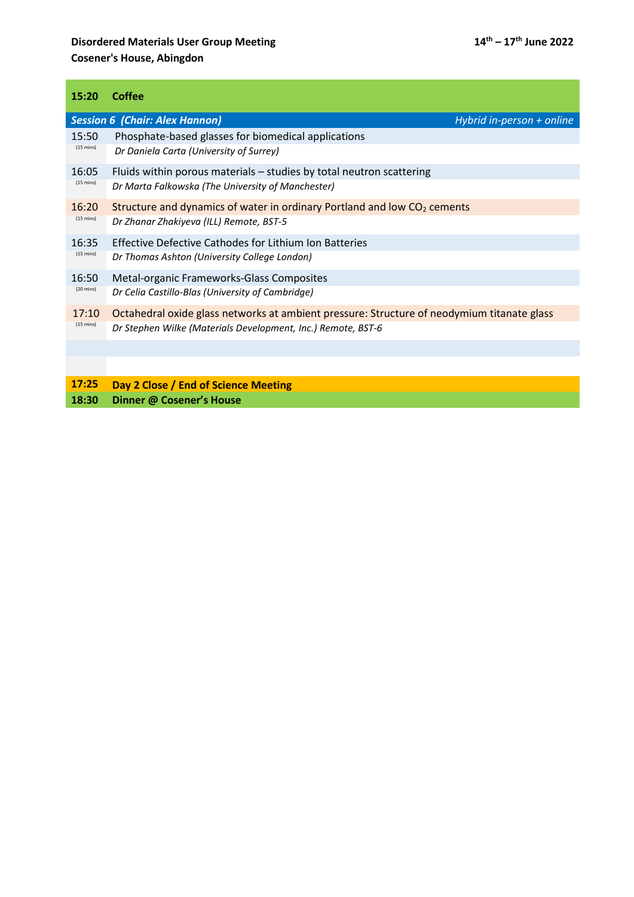| Time | Programme |
| --- | --- |
| **15:20** | **Coffee** |
| ***Session 6 (Chair: Alex Hannon)*** | *Hybrid in-person + online* |
| 15:50 (15 mins) | Phosphate-based glasses for biomedical applications<br>*Dr Daniela Carta (University of Surrey)* |
| 16:05 (15 mins) | Fluids within porous materials – studies by total neutron scattering<br>*Dr Marta Falkowska (The University of Manchester)* |
| 16:20 (15 mins) | Structure and dynamics of water in ordinary Portland and low $CO_2$ cements<br>*Dr Zhanar Zhakiyeva (ILL) Remote, BST-5* |
| 16:35 (15 mins) | Effective Defective Cathodes for Lithium Ion Batteries<br>*Dr Thomas Ashton (University College London)* |
| 16:50 (20 mins) | Metal-organic Frameworks-Glass Composites<br>*Dr Celia Castillo-Blas (University of Cambridge)* |
| 17:10 (15 mins) | Octahedral oxide glass networks at ambient pressure: Structure of neodymium titanate glass<br>*Dr Stephen Wilke (Materials Development, Inc.) Remote, BST-6* |
| **17:25** | **Day 2 Close / End of Science Meeting** |
| **18:30** | **Dinner @ Cosener's House** |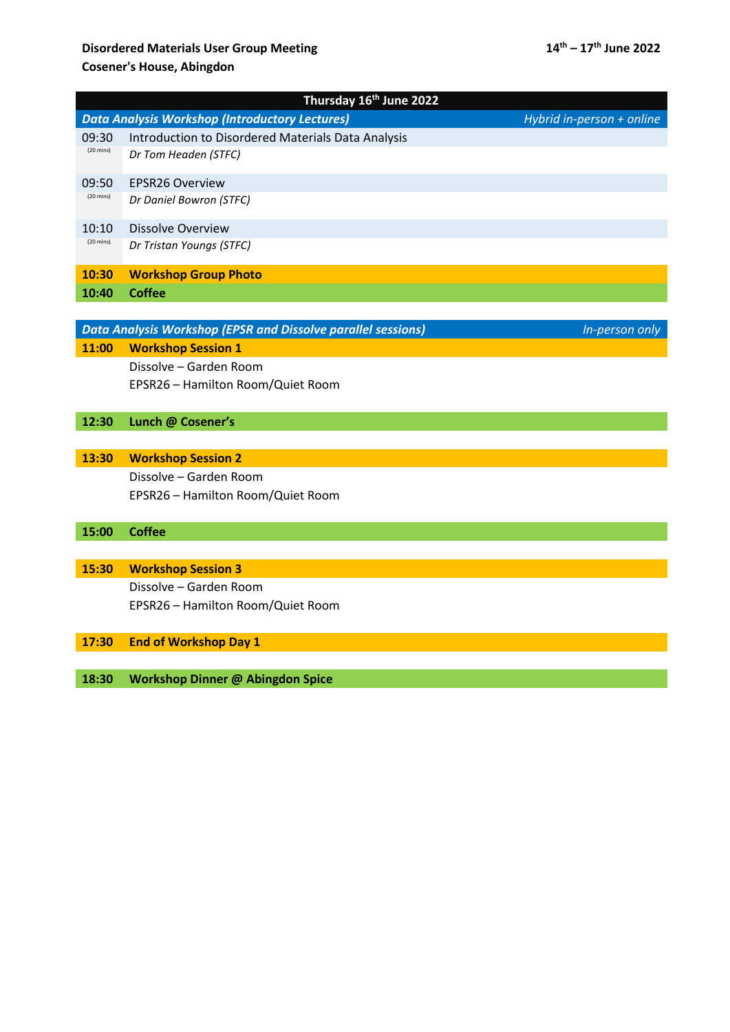**Disordered Materials User Group Meeting**
**Cosener's House, Abingdon**

**14th – 17th June 2022**

| **Thursday 16th June 2022** | | |
|---|---|---|
| ***Data Analysis Workshop (Introductory Lectures)*** | | *Hybrid in-person + online* |
| 09:30 (20 mins) | Introduction to Disordered Materials Data Analysis *Dr Tom Headen (STFC)* | |
| 09:50 (20 mins) | EPSR26 Overview *Dr Daniel Bowron (STFC)* | |
| 10:10 (20 mins) | Dissolve Overview *Dr Tristan Youngs (STFC)* | |
| **10:30** | **Workshop Group Photo** | |
| **10:40** | **Coffee** | |
| ***Data Analysis Workshop (EPSR and Dissolve parallel sessions)*** | | *In-person only* |
| **11:00** | **Workshop Session 1** Dissolve – Garden Room EPSR26 – Hamilton Room/Quiet Room | |
| **12:30** | **Lunch @ Cosener's** | |
| **13:30** | **Workshop Session 2** Dissolve – Garden Room EPSR26 – Hamilton Room/Quiet Room | |
| **15:00** | **Coffee** | |
| **15:30** | **Workshop Session 3** Dissolve – Garden Room EPSR26 – Hamilton Room/Quiet Room | |
| **17:30** | **End of Workshop Day 1** | |
| **18:30** | **Workshop Dinner @ Abingdon Spice** | |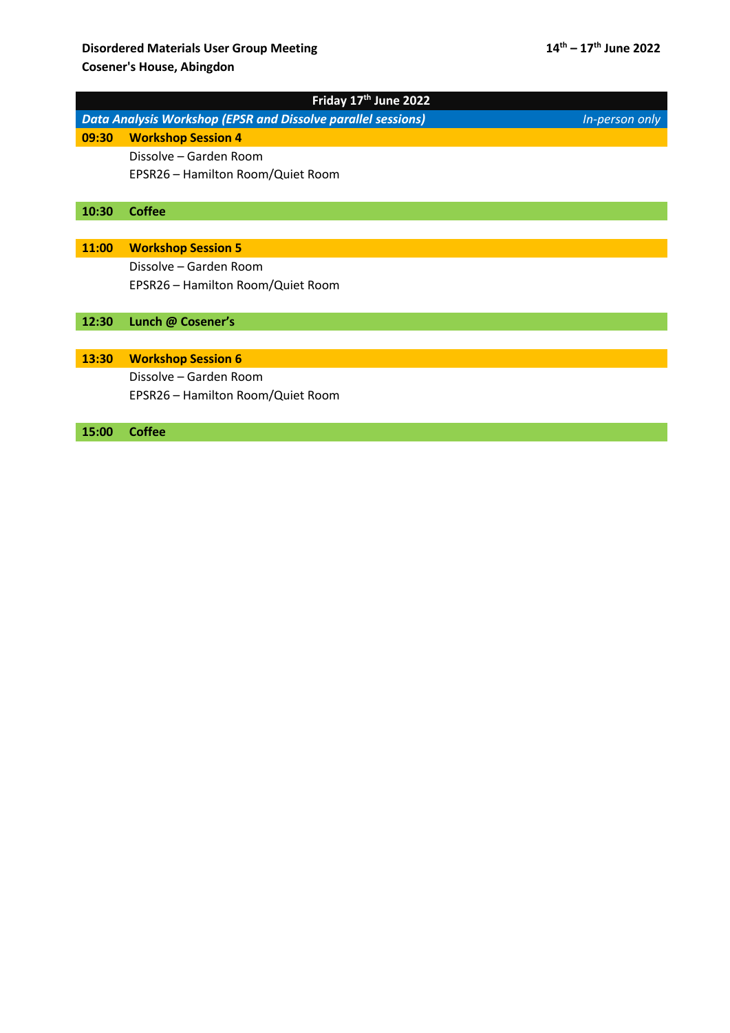**Disordered Materials User Group Meeting**
**Cosener's House, Abingdon**

**14th – 17th June 2022**

| | | |
|---|---|---|
| | **Friday 17th June 2022** | |
| ***Data Analysis Workshop (EPSR and Dissolve parallel sessions)*** | | *In-person only* |
| **09:30** | **Workshop Session 4** | |
| | Dissolve – Garden Room | |
| | EPSR26 – Hamilton Room/Quiet Room | |
| **10:30** | **Coffee** | |
| **11:00** | **Workshop Session 5** | |
| | Dissolve – Garden Room | |
| | EPSR26 – Hamilton Room/Quiet Room | |
| **12:30** | **Lunch @ Cosener's** | |
| **13:30** | **Workshop Session 6** | |
| | Dissolve – Garden Room | |
| | EPSR26 – Hamilton Room/Quiet Room | |
| **15:00** | **Coffee** | |